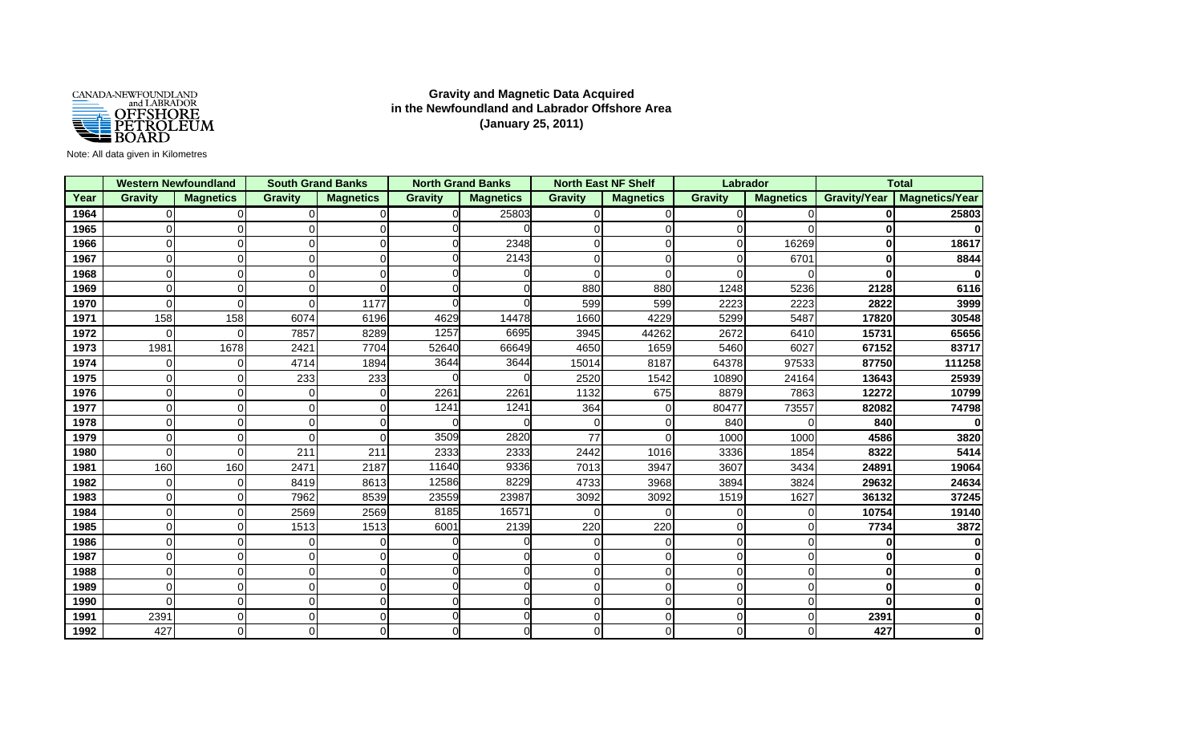CANADA-NEWFOUNDLAND and LABRADOR OFFSHORE PETROLEUM BOARD

# Gravity and Magnetic Data Acquired in the Newfoundland and Labrador Offshore Area (January 25, 2011)

Note: All data given in Kilometres

| | Western Newfoundland | | South Grand Banks | | North Grand Banks | | North East NF Shelf | | Labrador | | Total | |
|---|---|---|---|---|---|---|---|---|---|---|---|---|
| **Year** | **Gravity** | **Magnetics** | **Gravity** | **Magnetics** | **Gravity** | **Magnetics** | **Gravity** | **Magnetics** | **Gravity** | **Magnetics** | **Gravity/Year** | **Magnetics/Year** |
| **1964** | 0 | 0 | 0 | 0 | 0 | 25803 | 0 | 0 | 0 | 0 | **0** | **25803** |
| **1965** | 0 | 0 | 0 | 0 | 0 | 0 | 0 | 0 | 0 | 0 | **0** | **0** |
| **1966** | 0 | 0 | 0 | 0 | 0 | 2348 | 0 | 0 | 0 | 16269 | **0** | **18617** |
| **1967** | 0 | 0 | 0 | 0 | 0 | 2143 | 0 | 0 | 0 | 6701 | **0** | **8844** |
| **1968** | 0 | 0 | 0 | 0 | 0 | 0 | 0 | 0 | 0 | 0 | **0** | **0** |
| **1969** | 0 | 0 | 0 | 0 | 0 | 0 | 880 | 880 | 1248 | 5236 | **2128** | **6116** |
| **1970** | 0 | 0 | 0 | 1177 | 0 | 0 | 599 | 599 | 2223 | 2223 | **2822** | **3999** |
| **1971** | 158 | 158 | 6074 | 6196 | 4629 | 14478 | 1660 | 4229 | 5299 | 5487 | **17820** | **30548** |
| **1972** | 0 | 0 | 7857 | 8289 | 1257 | 6695 | 3945 | 44262 | 2672 | 6410 | **15731** | **65656** |
| **1973** | 1981 | 1678 | 2421 | 7704 | 52640 | 66649 | 4650 | 1659 | 5460 | 6027 | **67152** | **83717** |
| **1974** | 0 | 0 | 4714 | 1894 | 3644 | 3644 | 15014 | 8187 | 64378 | 97533 | **87750** | **111258** |
| **1975** | 0 | 0 | 233 | 233 | 0 | 0 | 2520 | 1542 | 10890 | 24164 | **13643** | **25939** |
| **1976** | 0 | 0 | 0 | 0 | 2261 | 2261 | 1132 | 675 | 8879 | 7863 | **12272** | **10799** |
| **1977** | 0 | 0 | 0 | 0 | 1241 | 1241 | 364 | 0 | 80477 | 73557 | **82082** | **74798** |
| **1978** | 0 | 0 | 0 | 0 | 0 | 0 | 0 | 0 | 840 | 0 | **840** | **0** |
| **1979** | 0 | 0 | 0 | 0 | 3509 | 2820 | 77 | 0 | 1000 | 1000 | **4586** | **3820** |
| **1980** | 0 | 0 | 211 | 211 | 2333 | 2333 | 2442 | 1016 | 3336 | 1854 | **8322** | **5414** |
| **1981** | 160 | 160 | 2471 | 2187 | 11640 | 9336 | 7013 | 3947 | 3607 | 3434 | **24891** | **19064** |
| **1982** | 0 | 0 | 8419 | 8613 | 12586 | 8229 | 4733 | 3968 | 3894 | 3824 | **29632** | **24634** |
| **1983** | 0 | 0 | 7962 | 8539 | 23559 | 23987 | 3092 | 3092 | 1519 | 1627 | **36132** | **37245** |
| **1984** | 0 | 0 | 2569 | 2569 | 8185 | 16571 | 0 | 0 | 0 | 0 | **10754** | **19140** |
| **1985** | 0 | 0 | 1513 | 1513 | 6001 | 2139 | 220 | 220 | 0 | 0 | **7734** | **3872** |
| **1986** | 0 | 0 | 0 | 0 | 0 | 0 | 0 | 0 | 0 | 0 | **0** | **0** |
| **1987** | 0 | 0 | 0 | 0 | 0 | 0 | 0 | 0 | 0 | 0 | **0** | **0** |
| **1988** | 0 | 0 | 0 | 0 | 0 | 0 | 0 | 0 | 0 | 0 | **0** | **0** |
| **1989** | 0 | 0 | 0 | 0 | 0 | 0 | 0 | 0 | 0 | 0 | **0** | **0** |
| **1990** | 0 | 0 | 0 | 0 | 0 | 0 | 0 | 0 | 0 | 0 | **0** | **0** |
| **1991** | 2391 | 0 | 0 | 0 | 0 | 0 | 0 | 0 | 0 | 0 | **2391** | **0** |
| **1992** | 427 | 0 | 0 | 0 | 0 | 0 | 0 | 0 | 0 | 0 | **427** | **0** |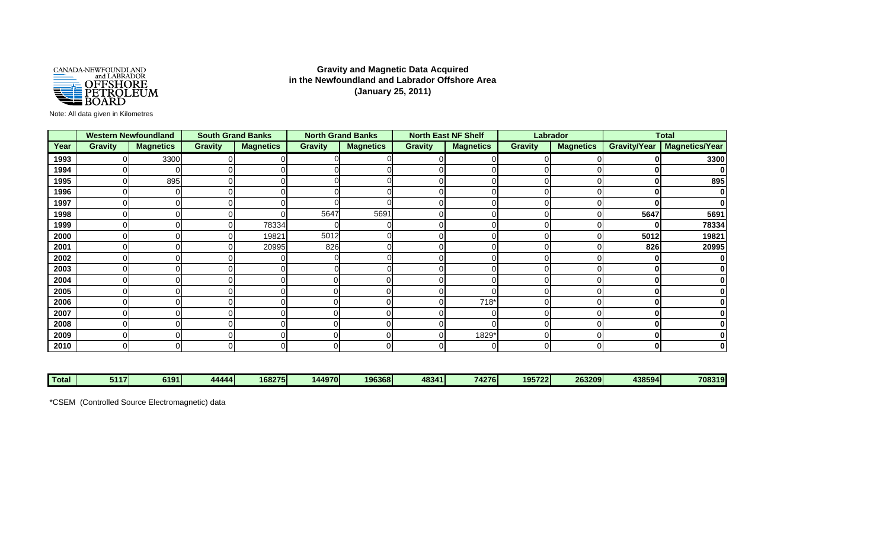CANADA-NEWFOUNDLAND and LABRADOR OFFSHORE PETROLEUM BOARD

**Gravity and Magnetic Data Acquired in the Newfoundland and Labrador Offshore Area (January 25, 2011)**

Note: All data given in Kilometres

| | Western Newfoundland | | South Grand Banks | | North Grand Banks | | North East NF Shelf | | Labrador | | Total | |
|---|---|---|---|---|---|---|---|---|---|---|---|---|
| **Year** | **Gravity** | **Magnetics** | **Gravity** | **Magnetics** | **Gravity** | **Magnetics** | **Gravity** | **Magnetics** | **Gravity** | **Magnetics** | **Gravity/Year** | **Magnetics/Year** |
| **1993** | 0 | 3300 | 0 | 0 | 0 | 0 | 0 | 0 | 0 | 0 | **0** | **3300** |
| **1994** | 0 | 0 | 0 | 0 | 0 | 0 | 0 | 0 | 0 | 0 | **0** | **0** |
| **1995** | 0 | 895 | 0 | 0 | 0 | 0 | 0 | 0 | 0 | 0 | **0** | **895** |
| **1996** | 0 | 0 | 0 | 0 | 0 | 0 | 0 | 0 | 0 | 0 | **0** | **0** |
| **1997** | 0 | 0 | 0 | 0 | 0 | 0 | 0 | 0 | 0 | 0 | **0** | **0** |
| **1998** | 0 | 0 | 0 | 0 | 5647 | 5691 | 0 | 0 | 0 | 0 | **5647** | **5691** |
| **1999** | 0 | 0 | 0 | 78334 | 0 | 0 | 0 | 0 | 0 | 0 | **0** | **78334** |
| **2000** | 0 | 0 | 0 | 19821 | 5012 | 0 | 0 | 0 | 0 | 0 | **5012** | **19821** |
| **2001** | 0 | 0 | 0 | 20995 | 826 | 0 | 0 | 0 | 0 | 0 | **826** | **20995** |
| **2002** | 0 | 0 | 0 | 0 | 0 | 0 | 0 | 0 | 0 | 0 | **0** | **0** |
| **2003** | 0 | 0 | 0 | 0 | 0 | 0 | 0 | 0 | 0 | 0 | **0** | **0** |
| **2004** | 0 | 0 | 0 | 0 | 0 | 0 | 0 | 0 | 0 | 0 | **0** | **0** |
| **2005** | 0 | 0 | 0 | 0 | 0 | 0 | 0 | 0 | 0 | 0 | **0** | **0** |
| **2006** | 0 | 0 | 0 | 0 | 0 | 0 | 0 | 718* | 0 | 0 | **0** | **0** |
| **2007** | 0 | 0 | 0 | 0 | 0 | 0 | 0 | 0 | 0 | 0 | **0** | **0** |
| **2008** | 0 | 0 | 0 | 0 | 0 | 0 | 0 | 0 | 0 | 0 | **0** | **0** |
| **2009** | 0 | 0 | 0 | 0 | 0 | 0 | 0 | 1829* | 0 | 0 | **0** | **0** |
| **2010** | 0 | 0 | 0 | 0 | 0 | 0 | 0 | 0 | 0 | 0 | **0** | **0** |
| **Total** | **5117** | **6191** | **44444** | **168275** | **144970** | **196368** | **48341** | **74276** | **195722** | **263209** | **438594** | **708319** |

*CSEM (Controlled Source Electromagnetic) data